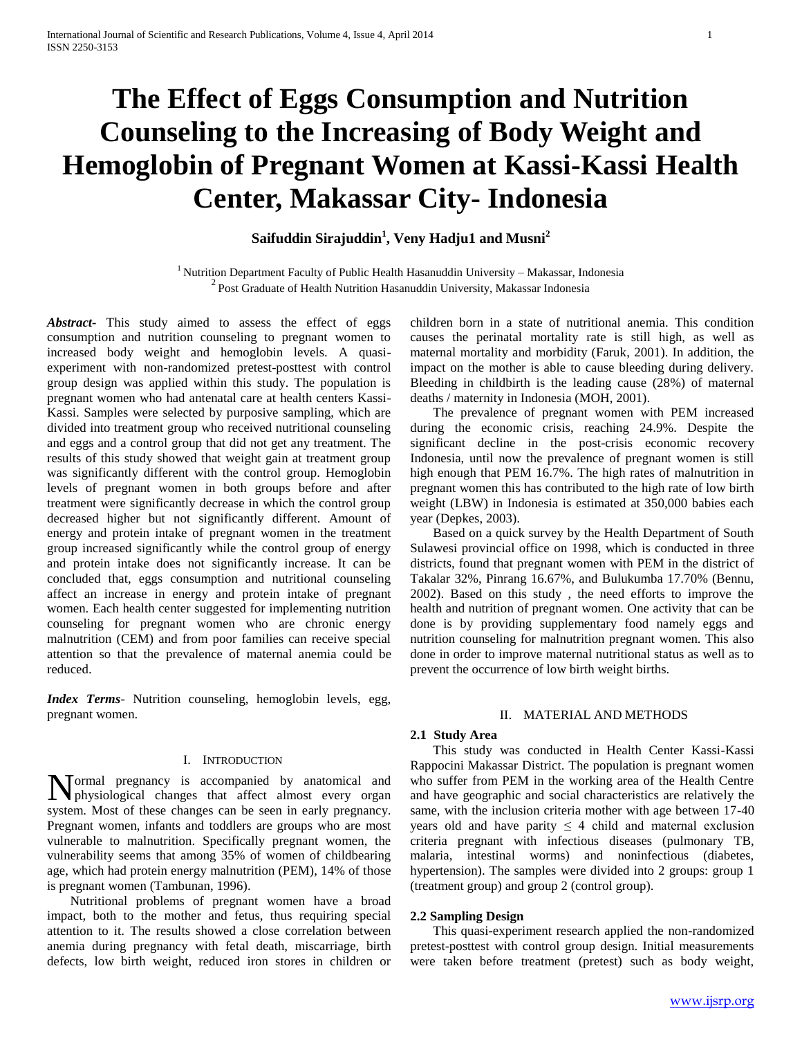# The Effect of Eggs Consumption and Nutrition Counseling to the Increasing of Body Weight and Hemoglobin of Pregnant Women at Kassi-Kassi Health Center, Makassar City- Indonesia

**Saifuddin Sirajuddin[1], Veny Hadju1 and Musni[2]**

[1] Nutrition Department Faculty of Public Health Hasanuddin University – Makassar, Indonesia
[2] Post Graduate of Health Nutrition Hasanuddin University, Makassar Indonesia

***Abstract***- This study aimed to assess the effect of eggs consumption and nutrition counseling to pregnant women to increased body weight and hemoglobin levels. A quasi-experiment with non-randomized pretest-posttest with control group design was applied within this study. The population is pregnant women who had antenatal care at health centers Kassi-Kassi. Samples were selected by purposive sampling, which are divided into treatment group who received nutritional counseling and eggs and a control group that did not get any treatment. The results of this study showed that weight gain at treatment group was significantly different with the control group. Hemoglobin levels of pregnant women in both groups before and after treatment were significantly decrease in which the control group decreased higher but not significantly different. Amount of energy and protein intake of pregnant women in the treatment group increased significantly while the control group of energy and protein intake does not significantly increase. It can be concluded that, eggs consumption and nutritional counseling affect an increase in energy and protein intake of pregnant women. Each health center suggested for implementing nutrition counseling for pregnant women who are chronic energy malnutrition (CEM) and from poor families can receive special attention so that the prevalence of maternal anemia could be reduced.

***Index Terms***- Nutrition counseling, hemoglobin levels, egg, pregnant women.

## I. Introduction

Normal pregnancy is accompanied by anatomical and physiological changes that affect almost every organ system. Most of these changes can be seen in early pregnancy. Pregnant women, infants and toddlers are groups who are most vulnerable to malnutrition. Specifically pregnant women, the vulnerability seems that among 35% of women of childbearing age, which had protein energy malnutrition (PEM), 14% of those is pregnant women (Tambunan, 1996).

Nutritional problems of pregnant women have a broad impact, both to the mother and fetus, thus requiring special attention to it. The results showed a close correlation between anemia during pregnancy with fetal death, miscarriage, birth defects, low birth weight, reduced iron stores in children or children born in a state of nutritional anemia. This condition causes the perinatal mortality rate is still high, as well as maternal mortality and morbidity (Faruk, 2001). In addition, the impact on the mother is able to cause bleeding during delivery. Bleeding in childbirth is the leading cause (28%) of maternal deaths / maternity in Indonesia (MOH, 2001).

The prevalence of pregnant women with PEM increased during the economic crisis, reaching 24.9%. Despite the significant decline in the post-crisis economic recovery Indonesia, until now the prevalence of pregnant women is still high enough that PEM 16.7%. The high rates of malnutrition in pregnant women this has contributed to the high rate of low birth weight (LBW) in Indonesia is estimated at 350,000 babies each year (Depkes, 2003).

Based on a quick survey by the Health Department of South Sulawesi provincial office on 1998, which is conducted in three districts, found that pregnant women with PEM in the district of Takalar 32%, Pinrang 16.67%, and Bulukumba 17.70% (Bennu, 2002). Based on this study , the need efforts to improve the health and nutrition of pregnant women. One activity that can be done is by providing supplementary food namely eggs and nutrition counseling for malnutrition pregnant women. This also done in order to improve maternal nutritional status as well as to prevent the occurrence of low birth weight births.

## II. Material and Methods

### 2.1 Study Area

This study was conducted in Health Center Kassi-Kassi Rappocini Makassar District. The population is pregnant women who suffer from PEM in the working area of the Health Centre and have geographic and social characteristics are relatively the same, with the inclusion criteria mother with age between 17-40 years old and have parity $\leq$ 4 child and maternal exclusion criteria pregnant with infectious diseases (pulmonary TB, malaria, intestinal worms) and noninfectious (diabetes, hypertension). The samples were divided into 2 groups: group 1 (treatment group) and group 2 (control group).

### 2.2 Sampling Design

This quasi-experiment research applied the non-randomized pretest-posttest with control group design. Initial measurements were taken before treatment (pretest) such as body weight,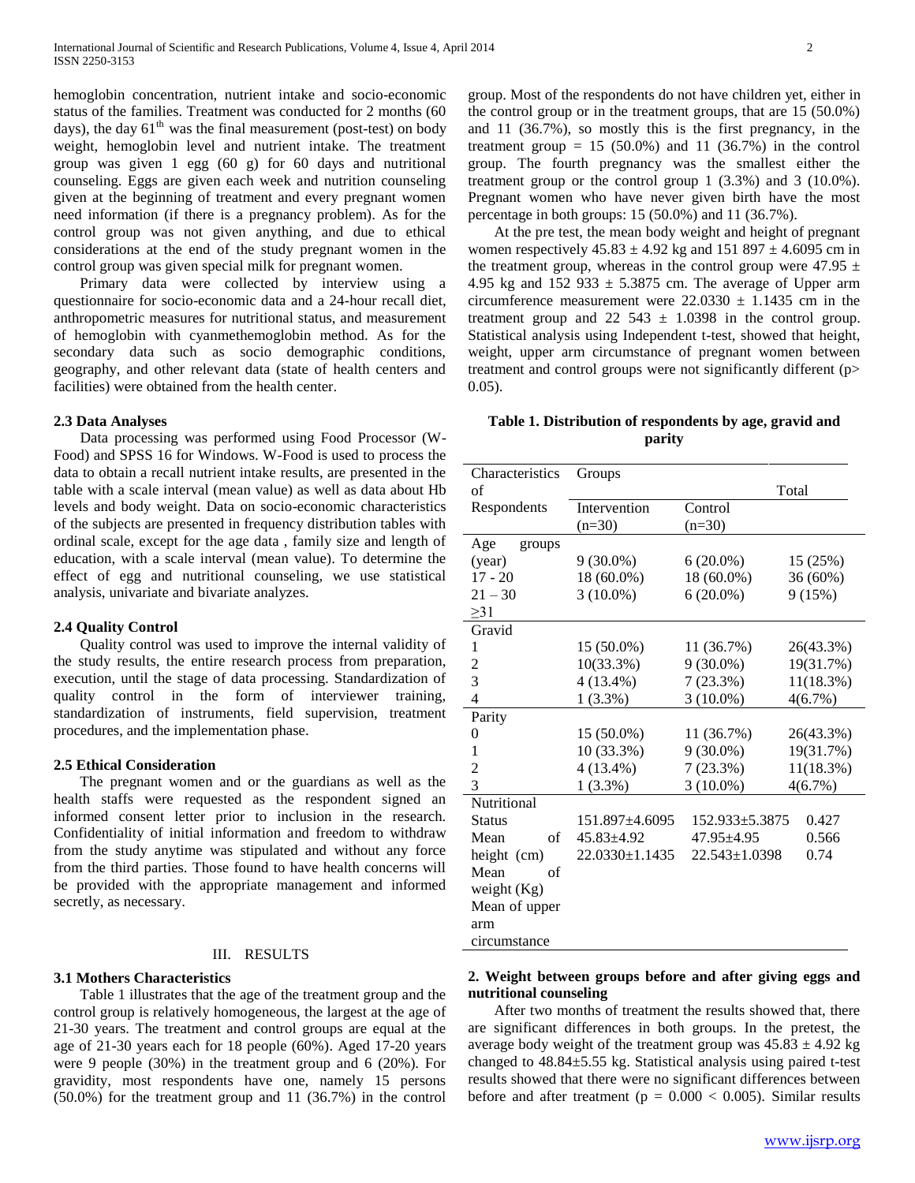hemoglobin concentration, nutrient intake and socio-economic status of the families. Treatment was conducted for 2 months (60 days), the day 61[th] was the final measurement (post-test) on body weight, hemoglobin level and nutrient intake. The treatment group was given 1 egg (60 g) for 60 days and nutritional counseling. Eggs are given each week and nutrition counseling given at the beginning of treatment and every pregnant women need information (if there is a pregnancy problem). As for the control group was not given anything, and due to ethical considerations at the end of the study pregnant women in the control group was given special milk for pregnant women.

Primary data were collected by interview using a questionnaire for socio-economic data and a 24-hour recall diet, anthropometric measures for nutritional status, and measurement of hemoglobin with cyanmethemoglobin method. As for the secondary data such as socio demographic conditions, geography, and other relevant data (state of health centers and facilities) were obtained from the health center.

### 2.3 Data Analyses

Data processing was performed using Food Processor (W-Food) and SPSS 16 for Windows. W-Food is used to process the data to obtain a recall nutrient intake results, are presented in the table with a scale interval (mean value) as well as data about Hb levels and body weight. Data on socio-economic characteristics of the subjects are presented in frequency distribution tables with ordinal scale, except for the age data , family size and length of education, with a scale interval (mean value). To determine the effect of egg and nutritional counseling, we use statistical analysis, univariate and bivariate analyzes.

### 2.4 Quality Control

Quality control was used to improve the internal validity of the study results, the entire research process from preparation, execution, until the stage of data processing. Standardization of quality control in the form of interviewer training, standardization of instruments, field supervision, treatment procedures, and the implementation phase.

### 2.5 Ethical Consideration

The pregnant women and or the guardians as well as the health staffs were requested as the respondent signed an informed consent letter prior to inclusion in the research. Confidentiality of initial information and freedom to withdraw from the study anytime was stipulated and without any force from the third parties. Those found to have health concerns will be provided with the appropriate management and informed secretly, as necessary.

## III. RESULTS

### 3.1 Mothers Characteristics

Table 1 illustrates that the age of the treatment group and the control group is relatively homogeneous, the largest at the age of 21-30 years. The treatment and control groups are equal at the age of 21-30 years each for 18 people (60%). Aged 17-20 years were 9 people (30%) in the treatment group and 6 (20%). For gravidity, most respondents have one, namely 15 persons (50.0%) for the treatment group and 11 (36.7%) in the control group. Most of the respondents do not have children yet, either in the control group or in the treatment groups, that are 15 (50.0%) and 11 (36.7%), so mostly this is the first pregnancy, in the treatment group = 15 (50.0%) and 11 (36.7%) in the control group. The fourth pregnancy was the smallest either the treatment group or the control group 1 (3.3%) and 3 (10.0%). Pregnant women who have never given birth have the most percentage in both groups: 15 (50.0%) and 11 (36.7%).

At the pre test, the mean body weight and height of pregnant women respectively $45.83 \pm 4.92$ kg and $151\ 897 \pm 4.6095$ cm in the treatment group, whereas in the control group were $47.95 \pm 4.95$ kg and $152\ 933 \pm 5.3875$ cm. The average of Upper arm circumference measurement were $22.0330 \pm 1.1435$ cm in the treatment group and $22\ 543 \pm 1.0398$ in the control group. Statistical analysis using Independent t-test, showed that height, weight, upper arm circumstance of pregnant women between treatment and control groups were not significantly different ($p > 0.05$).

**Table 1. Distribution of respondents by age, gravid and parity**

| Characteristics of Respondents | Groups | | Total |
|---|---|---|---|
| | Intervention (n=30) | Control (n=30) | |
| Age groups (year) | | | |
| 17 - 20 | 9 (30.0%) | 6 (20.0%) | 15 (25%) |
| 21 – 30 | 18 (60.0%) | 18 (60.0%) | 36 (60%) |
| ≥31 | 3 (10.0%) | 6 (20.0%) | 9 (15%) |
| Gravid | | | |
| 1 | 15 (50.0%) | 11 (36.7%) | 26(43.3%) |
| 2 | 10(33.3%) | 9 (30.0%) | 19(31.7%) |
| 3 | 4 (13.4%) | 7 (23.3%) | 11(18.3%) |
| 4 | 1 (3.3%) | 3 (10.0%) | 4(6.7%) |
| Parity | | | |
| 0 | 15 (50.0%) | 11 (36.7%) | 26(43.3%) |
| 1 | 10 (33.3%) | 9 (30.0%) | 19(31.7%) |
| 2 | 4 (13.4%) | 7 (23.3%) | 11(18.3%) |
| 3 | 1 (3.3%) | 3 (10.0%) | 4(6.7%) |
| Nutritional Status | | | |
| Mean of height (cm) | 151.897±4.6095 | 152.933±5.3875 | 0.427 |
| Mean of weight (Kg) | 45.83±4.92 | 47.95±4.95 | 0.566 |
| Mean of upper arm circumstance | 22.0330±1.1435 | 22.543±1.0398 | 0.74 |

### 2. Weight between groups before and after giving eggs and nutritional counseling

After two months of treatment the results showed that, there are significant differences in both groups. In the pretest, the average body weight of the treatment group was $45.83 \pm 4.92$ kg changed to $48.84 \pm 5.55$ kg. Statistical analysis using paired t-test results showed that there were no significant differences between before and after treatment ($p = 0.000 < 0.005$). Similar results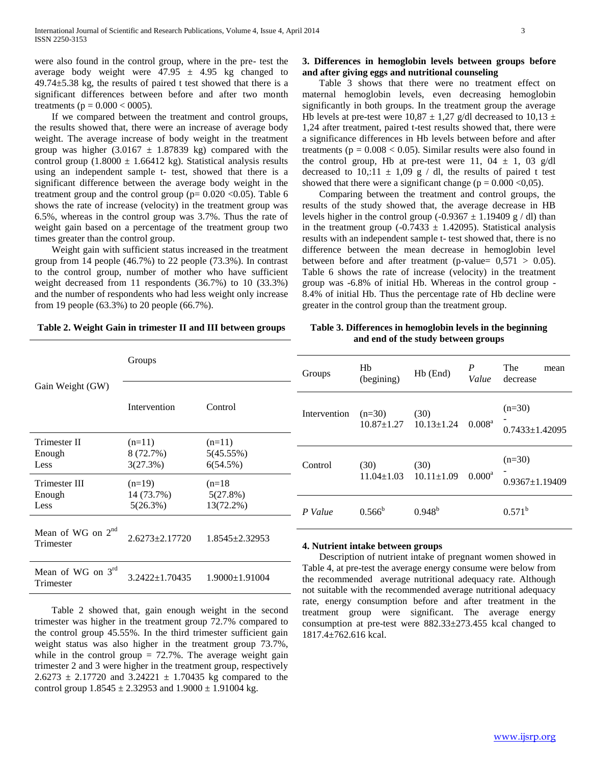were also found in the control group, where in the pre- test the average body weight were 47.95 ± 4.95 kg changed to 49.74±5.38 kg, the results of paired t test showed that there is a significant differences between before and after two month treatments (p = 0.000 < 0005).

If we compared between the treatment and control groups, the results showed that, there were an increase of average body weight. The average increase of body weight in the treatment group was higher (3.0167 ± 1.87839 kg) compared with the control group (1.8000 ± 1.66412 kg). Statistical analysis results using an independent sample t- test, showed that there is a significant difference between the average body weight in the treatment group and the control group (p= 0.020 <0.05). Table 6 shows the rate of increase (velocity) in the treatment group was 6.5%, whereas in the control group was 3.7%. Thus the rate of weight gain based on a percentage of the treatment group two times greater than the control group.

Weight gain with sufficient status increased in the treatment group from 14 people (46.7%) to 22 people (73.3%). In contrast to the control group, number of mother who have sufficient weight decreased from 11 respondents (36.7%) to 10 (33.3%) and the number of respondents who had less weight only increase from 19 people (63.3%) to 20 people (66.7%).

**Table 2. Weight Gain in trimester II and III between groups**

| Gain Weight (GW) | Groups | |
|---|---|---|
| | Intervention | Control |
| Trimester II<br>Enough<br>Less | (n=11)<br>8 (72.7%)<br>3(27.3%) | (n=11)<br>5(45.55%)<br>6(54.5%) |
| Trimester III<br>Enough<br>Less | (n=19)<br>14 (73.7%)<br>5(26.3%) | (n=18<br>5(27.8%)<br>13(72.2%) |
| Mean of WG on 2nd Trimester | 2.6273±2.17720 | 1.8545±2.32953 |
| Mean of WG on 3rd Trimester | 3.2422±1.70435 | 1.9000±1.91004 |

Table 2 showed that, gain enough weight in the second trimester was higher in the treatment group 72.7% compared to the control group 45.55%. In the third trimester sufficient gain weight status was also higher in the treatment group 73.7%, while in the control group = 72.7%. The average weight gain trimester 2 and 3 were higher in the treatment group, respectively 2.6273 ± 2.17720 and 3.24221 ± 1.70435 kg compared to the control group 1.8545 ± 2.32953 and 1.9000 ± 1.91004 kg.

### 3. Differences in hemoglobin levels between groups before and after giving eggs and nutritional counseling

Table 3 shows that there were no treatment effect on maternal hemoglobin levels, even decreasing hemoglobin significantly in both groups. In the treatment group the average Hb levels at pre-test were 10,87 ± 1,27 g/dl decreased to 10,13 ± 1,24 after treatment, paired t-test results showed that, there were a significance differences in Hb levels between before and after treatments (p = 0.008 < 0.05). Similar results were also found in the control group, Hb at pre-test were 11, 04 ± 1, 03 g/dl decreased to 10,:11 ± 1,09 g / dl, the results of paired t test showed that there were a significant change (p = 0.000 <0,05).

Comparing between the treatment and control groups, the results of the study showed that, the average decrease in HB levels higher in the control group (-0.9367 ± 1.19409 g / dl) than in the treatment group (-0.7433 ± 1.42095). Statistical analysis results with an independent sample t- test showed that, there is no difference between the mean decrease in hemoglobin level between before and after treatment (p-value= 0,571 > 0.05). Table 6 shows the rate of increase (velocity) in the treatment group was -6.8% of initial Hb. Whereas in the control group -8.4% of initial Hb. Thus the percentage rate of Hb decline were greater in the control group than the treatment group.

**Table 3. Differences in hemoglobin levels in the beginning and end of the study between groups**

| Groups | Hb (begining) | Hb (End) | *P Value* | The mean decrease |
|---|---|---|---|---|
| Intervention | (n=30)<br>10.87±1.27 | (30)<br>10.13±1.24 | 0.008[a] | (n=30)<br>-<br>0.7433±1.42095 |
| Control | (30)<br>11.04±1.03 | (30)<br>10.11±1.09 | 0.000[a] | (n=30)<br>-<br>0.9367±1.19409 |
| *P Value* | 0.566[b] | 0.948[b] | | 0.571[b] |

### 4. Nutrient intake between groups

Description of nutrient intake of pregnant women showed in Table 4, at pre-test the average energy consume were below from the recommended average nutritional adequacy rate. Although not suitable with the recommended average nutritional adequacy rate, energy consumption before and after treatment in the treatment group were significant. The average energy consumption at pre-test were 882.33±273.455 kcal changed to 1817.4±762.616 kcal.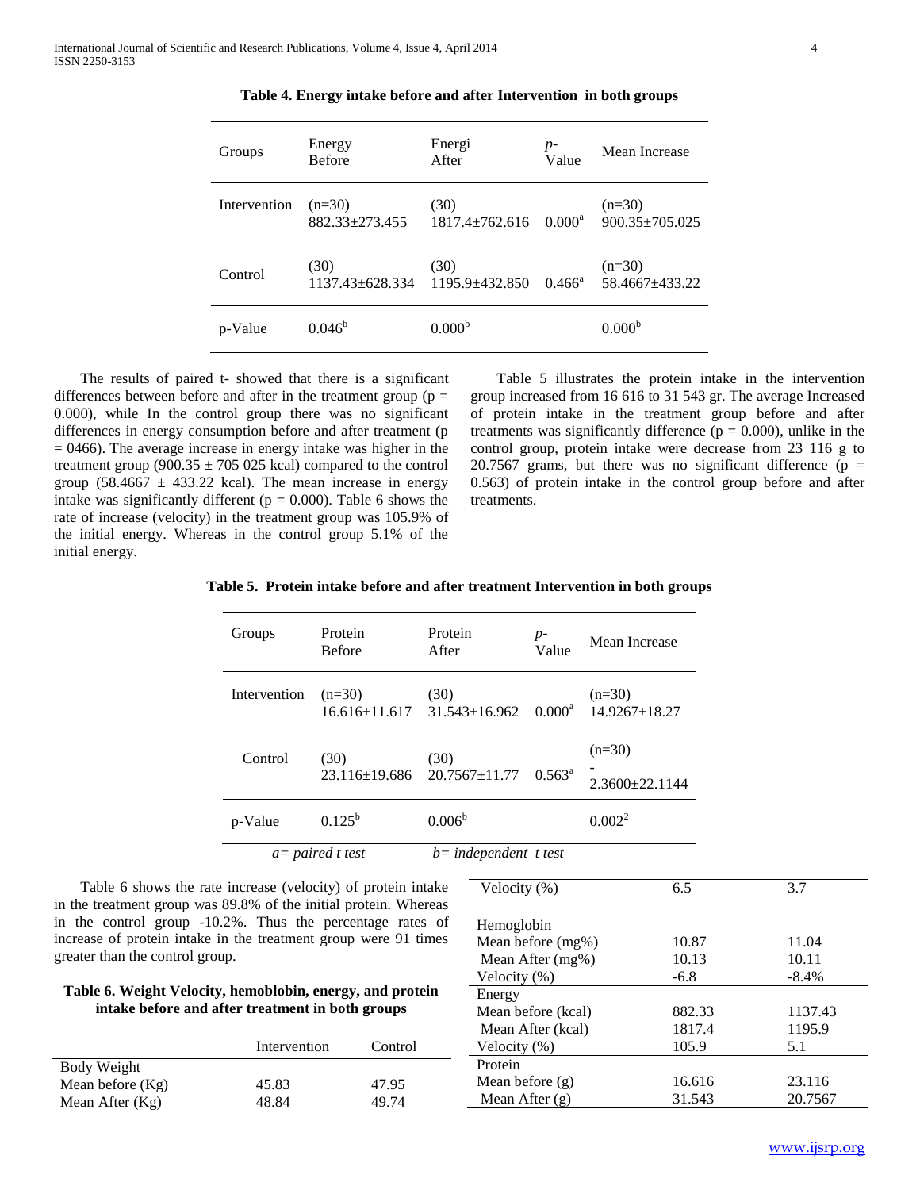**Table 4. Energy intake before and after Intervention in both groups**

| Groups | Energy Before | Energi After | *p*-Value | Mean Increase |
|---|---|---|---|---|
| Intervention | (n=30) 882.33±273.455 | (30) 1817.4±762.616 | 0.000[a] | (n=30) 900.35±705.025 |
| Control | (30) 1137.43±628.334 | (30) 1195.9±432.850 | 0.466[a] | (n=30) 58.4667±433.22 |
| p-Value | 0.046[b] | 0.000[b] | | 0.000[b] |

The results of paired t- showed that there is a significant differences between before and after in the treatment group (p = 0.000), while In the control group there was no significant differences in energy consumption before and after treatment (p = 0466). The average increase in energy intake was higher in the treatment group (900.35 ± 705 025 kcal) compared to the control group (58.4667 ± 433.22 kcal). The mean increase in energy intake was significantly different (p = 0.000). Table 6 shows the rate of increase (velocity) in the treatment group was 105.9% of the initial energy. Whereas in the control group 5.1% of the initial energy.

Table 5 illustrates the protein intake in the intervention group increased from 16 616 to 31 543 gr. The average Increased of protein intake in the treatment group before and after treatments was significantly difference (p = 0.000), unlike in the control group, protein intake were decrease from 23 116 g to 20.7567 grams, but there was no significant difference (p = 0.563) of protein intake in the control group before and after treatments.

**Table 5. Protein intake before and after treatment Intervention in both groups**

| Groups | Protein Before | Protein After | *p*-Value | Mean Increase |
|---|---|---|---|---|
| Intervention | (n=30) 16.616±11.617 | (30) 31.543±16.962 | 0.000[a] | (n=30) 14.9267±18.27 |
| Control | (30) 23.116±19.686 | (30) 20.7567±11.77 | 0.563[a] | (n=30) -2.3600±22.1144 |
| p-Value | 0.125[b] | 0.006[b] | | 0.002[2] |

*a= paired t test* *b= independent t test*

Table 6 shows the rate increase (velocity) of protein intake in the treatment group was 89.8% of the initial protein. Whereas in the control group -10.2%. Thus the percentage rates of increase of protein intake in the treatment group were 91 times greater than the control group.

**Table 6. Weight Velocity, hemoblobin, energy, and protein intake before and after treatment in both groups**

| | Intervention | Control |
|---|---|---|
| Body Weight | | |
| Mean before (Kg) | 45.83 | 47.95 |
| Mean After (Kg) | 48.84 | 49.74 |
| Velocity (%) | 6.5 | 3.7 |
| Hemoglobin | | |
| Mean before (mg%) | 10.87 | 11.04 |
| Mean After (mg%) | 10.13 | 10.11 |
| Velocity (%) | -6.8 | -8.4% |
| Energy | | |
| Mean before (kcal) | 882.33 | 1137.43 |
| Mean After (kcal) | 1817.4 | 1195.9 |
| Velocity (%) | 105.9 | 5.1 |
| Protein | | |
| Mean before (g) | 16.616 | 23.116 |
| Mean After (g) | 31.543 | 20.7567 |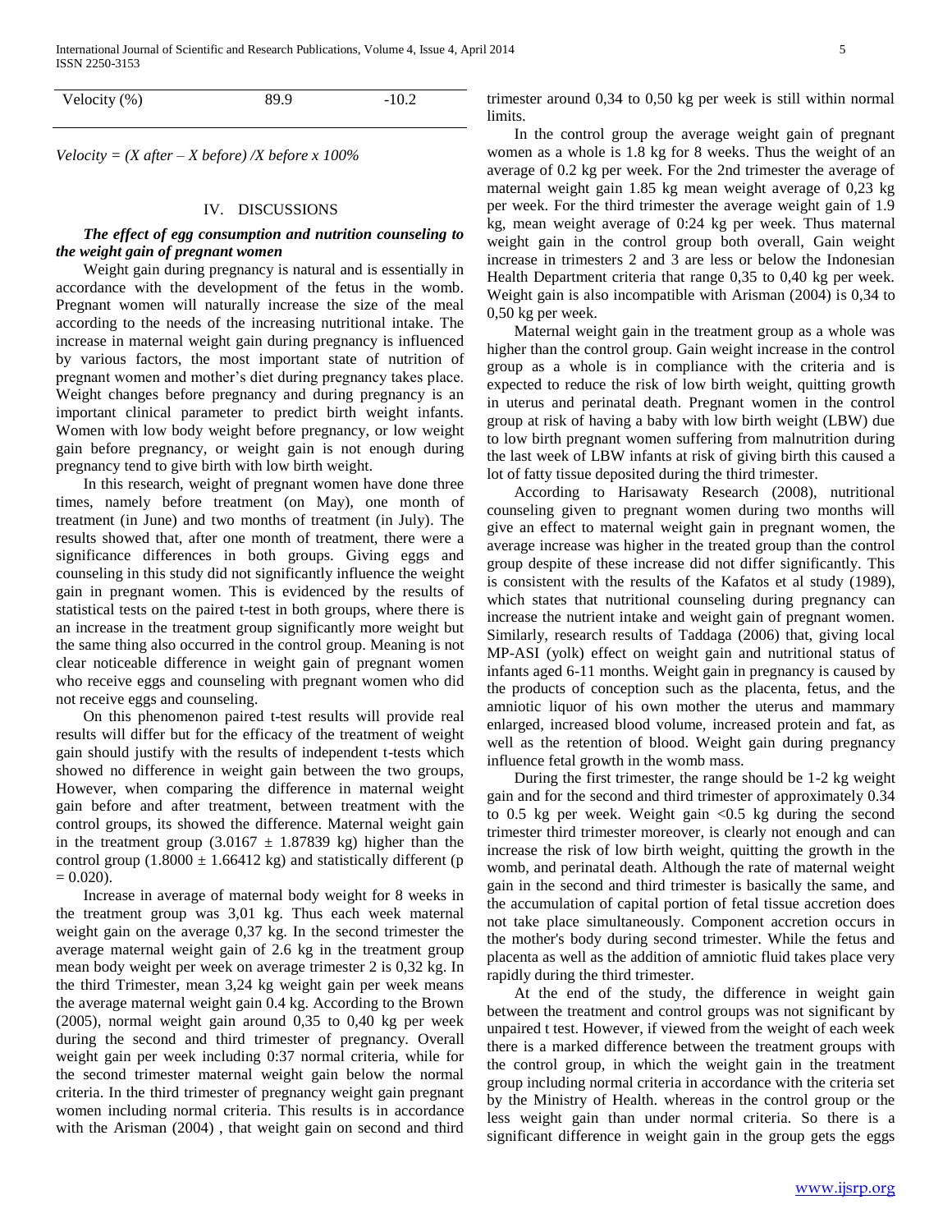| | | |
|---|---|---|
| Velocity (%) | 89.9 | -10.2 |

*Velocity = (X after – X before) /X before x 100%*

## IV. DISCUSSIONS

### *The effect of egg consumption and nutrition counseling to the weight gain of pregnant women*

Weight gain during pregnancy is natural and is essentially in accordance with the development of the fetus in the womb. Pregnant women will naturally increase the size of the meal according to the needs of the increasing nutritional intake. The increase in maternal weight gain during pregnancy is influenced by various factors, the most important state of nutrition of pregnant women and mother's diet during pregnancy takes place. Weight changes before pregnancy and during pregnancy is an important clinical parameter to predict birth weight infants. Women with low body weight before pregnancy, or low weight gain before pregnancy, or weight gain is not enough during pregnancy tend to give birth with low birth weight.

In this research, weight of pregnant women have done three times, namely before treatment (on May), one month of treatment (in June) and two months of treatment (in July). The results showed that, after one month of treatment, there were a significance differences in both groups. Giving eggs and counseling in this study did not significantly influence the weight gain in pregnant women. This is evidenced by the results of statistical tests on the paired t-test in both groups, where there is an increase in the treatment group significantly more weight but the same thing also occurred in the control group. Meaning is not clear noticeable difference in weight gain of pregnant women who receive eggs and counseling with pregnant women who did not receive eggs and counseling.

On this phenomenon paired t-test results will provide real results will differ but for the efficacy of the treatment of weight gain should justify with the results of independent t-tests which showed no difference in weight gain between the two groups, However, when comparing the difference in maternal weight gain before and after treatment, between treatment with the control groups, its showed the difference. Maternal weight gain in the treatment group (3.0167 ± 1.87839 kg) higher than the control group (1.8000 ± 1.66412 kg) and statistically different ($p = 0.020$).

Increase in average of maternal body weight for 8 weeks in the treatment group was 3,01 kg. Thus each week maternal weight gain on the average 0,37 kg. In the second trimester the average maternal weight gain of 2.6 kg in the treatment group mean body weight per week on average trimester 2 is 0,32 kg. In the third Trimester, mean 3,24 kg weight gain per week means the average maternal weight gain 0.4 kg. According to the Brown (2005), normal weight gain around 0,35 to 0,40 kg per week during the second and third trimester of pregnancy. Overall weight gain per week including 0:37 normal criteria, while for the second trimester maternal weight gain below the normal criteria. In the third trimester of pregnancy weight gain pregnant women including normal criteria. This results is in accordance with the Arisman (2004) , that weight gain on second and third trimester around 0,34 to 0,50 kg per week is still within normal limits.

In the control group the average weight gain of pregnant women as a whole is 1.8 kg for 8 weeks. Thus the weight of an average of 0.2 kg per week. For the 2nd trimester the average of maternal weight gain 1.85 kg mean weight average of 0,23 kg per week. For the third trimester the average weight gain of 1.9 kg, mean weight average of 0:24 kg per week. Thus maternal weight gain in the control group both overall, Gain weight increase in trimesters 2 and 3 are less or below the Indonesian Health Department criteria that range 0,35 to 0,40 kg per week. Weight gain is also incompatible with Arisman (2004) is 0,34 to 0,50 kg per week.

Maternal weight gain in the treatment group as a whole was higher than the control group. Gain weight increase in the control group as a whole is in compliance with the criteria and is expected to reduce the risk of low birth weight, quitting growth in uterus and perinatal death. Pregnant women in the control group at risk of having a baby with low birth weight (LBW) due to low birth pregnant women suffering from malnutrition during the last week of LBW infants at risk of giving birth this caused a lot of fatty tissue deposited during the third trimester.

According to Harisawaty Research (2008), nutritional counseling given to pregnant women during two months will give an effect to maternal weight gain in pregnant women, the average increase was higher in the treated group than the control group despite of these increase did not differ significantly. This is consistent with the results of the Kafatos et al study (1989), which states that nutritional counseling during pregnancy can increase the nutrient intake and weight gain of pregnant women. Similarly, research results of Taddaga (2006) that, giving local MP-ASI (yolk) effect on weight gain and nutritional status of infants aged 6-11 months. Weight gain in pregnancy is caused by the products of conception such as the placenta, fetus, and the amniotic liquor of his own mother the uterus and mammary enlarged, increased blood volume, increased protein and fat, as well as the retention of blood. Weight gain during pregnancy influence fetal growth in the womb mass.

During the first trimester, the range should be 1-2 kg weight gain and for the second and third trimester of approximately 0.34 to 0.5 kg per week. Weight gain <0.5 kg during the second trimester third trimester moreover, is clearly not enough and can increase the risk of low birth weight, quitting the growth in the womb, and perinatal death. Although the rate of maternal weight gain in the second and third trimester is basically the same, and the accumulation of capital portion of fetal tissue accretion does not take place simultaneously. Component accretion occurs in the mother's body during second trimester. While the fetus and placenta as well as the addition of amniotic fluid takes place very rapidly during the third trimester.

At the end of the study, the difference in weight gain between the treatment and control groups was not significant by unpaired t test. However, if viewed from the weight of each week there is a marked difference between the treatment groups with the control group, in which the weight gain in the treatment group including normal criteria in accordance with the criteria set by the Ministry of Health. whereas in the control group or the less weight gain than under normal criteria. So there is a significant difference in weight gain in the group gets the eggs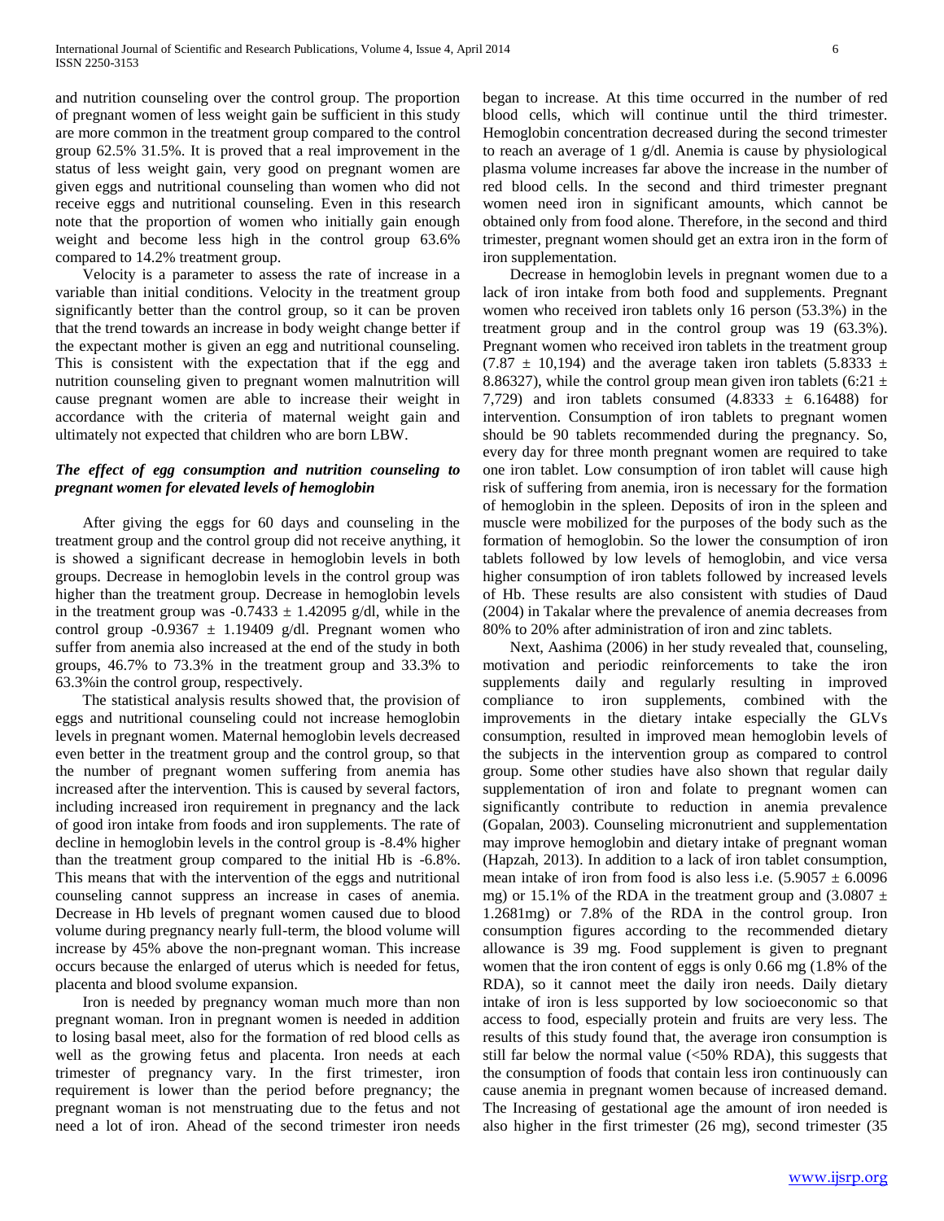and nutrition counseling over the control group. The proportion of pregnant women of less weight gain be sufficient in this study are more common in the treatment group compared to the control group 62.5% 31.5%. It is proved that a real improvement in the status of less weight gain, very good on pregnant women are given eggs and nutritional counseling than women who did not receive eggs and nutritional counseling. Even in this research note that the proportion of women who initially gain enough weight and become less high in the control group 63.6% compared to 14.2% treatment group.

Velocity is a parameter to assess the rate of increase in a variable than initial conditions. Velocity in the treatment group significantly better than the control group, so it can be proven that the trend towards an increase in body weight change better if the expectant mother is given an egg and nutritional counseling. This is consistent with the expectation that if the egg and nutrition counseling given to pregnant women malnutrition will cause pregnant women are able to increase their weight in accordance with the criteria of maternal weight gain and ultimately not expected that children who are born LBW.

### *The effect of egg consumption and nutrition counseling to pregnant women for elevated levels of hemoglobin*

After giving the eggs for 60 days and counseling in the treatment group and the control group did not receive anything, it is showed a significant decrease in hemoglobin levels in both groups. Decrease in hemoglobin levels in the control group was higher than the treatment group. Decrease in hemoglobin levels in the treatment group was $-0.7433 \pm 1.42095$ g/dl, while in the control group $-0.9367 \pm 1.19409$ g/dl. Pregnant women who suffer from anemia also increased at the end of the study in both groups, 46.7% to 73.3% in the treatment group and 33.3% to 63.3%in the control group, respectively.

The statistical analysis results showed that, the provision of eggs and nutritional counseling could not increase hemoglobin levels in pregnant women. Maternal hemoglobin levels decreased even better in the treatment group and the control group, so that the number of pregnant women suffering from anemia has increased after the intervention. This is caused by several factors, including increased iron requirement in pregnancy and the lack of good iron intake from foods and iron supplements. The rate of decline in hemoglobin levels in the control group is -8.4% higher than the treatment group compared to the initial Hb is -6.8%. This means that with the intervention of the eggs and nutritional counseling cannot suppress an increase in cases of anemia. Decrease in Hb levels of pregnant women caused due to blood volume during pregnancy nearly full-term, the blood volume will increase by 45% above the non-pregnant woman. This increase occurs because the enlarged of uterus which is needed for fetus, placenta and blood svolume expansion.

Iron is needed by pregnancy woman much more than non pregnant woman. Iron in pregnant women is needed in addition to losing basal meet, also for the formation of red blood cells as well as the growing fetus and placenta. Iron needs at each trimester of pregnancy vary. In the first trimester, iron requirement is lower than the period before pregnancy; the pregnant woman is not menstruating due to the fetus and not need a lot of iron. Ahead of the second trimester iron needs began to increase. At this time occurred in the number of red blood cells, which will continue until the third trimester. Hemoglobin concentration decreased during the second trimester to reach an average of 1 g/dl. Anemia is cause by physiological plasma volume increases far above the increase in the number of red blood cells. In the second and third trimester pregnant women need iron in significant amounts, which cannot be obtained only from food alone. Therefore, in the second and third trimester, pregnant women should get an extra iron in the form of iron supplementation.

Decrease in hemoglobin levels in pregnant women due to a lack of iron intake from both food and supplements. Pregnant women who received iron tablets only 16 person (53.3%) in the treatment group and in the control group was 19 (63.3%). Pregnant women who received iron tablets in the treatment group ($7.87 \pm 10{,}194$) and the average taken iron tablets ($5.8333 \pm 8.86327$), while the control group mean given iron tablets ($6{:}21 \pm 7{,}729$) and iron tablets consumed ($4.8333 \pm 6.16488$) for intervention. Consumption of iron tablets to pregnant women should be 90 tablets recommended during the pregnancy. So, every day for three month pregnant women are required to take one iron tablet. Low consumption of iron tablet will cause high risk of suffering from anemia, iron is necessary for the formation of hemoglobin in the spleen. Deposits of iron in the spleen and muscle were mobilized for the purposes of the body such as the formation of hemoglobin. So the lower the consumption of iron tablets followed by low levels of hemoglobin, and vice versa higher consumption of iron tablets followed by increased levels of Hb. These results are also consistent with studies of Daud (2004) in Takalar where the prevalence of anemia decreases from 80% to 20% after administration of iron and zinc tablets.

Next, Aashima (2006) in her study revealed that, counseling, motivation and periodic reinforcements to take the iron supplements daily and regularly resulting in improved compliance to iron supplements, combined with the improvements in the dietary intake especially the GLVs consumption, resulted in improved mean hemoglobin levels of the subjects in the intervention group as compared to control group. Some other studies have also shown that regular daily supplementation of iron and folate to pregnant women can significantly contribute to reduction in anemia prevalence (Gopalan, 2003). Counseling micronutrient and supplementation may improve hemoglobin and dietary intake of pregnant woman (Hapzah, 2013). In addition to a lack of iron tablet consumption, mean intake of iron from food is also less i.e. ($5.9057 \pm 6.0096$ mg) or 15.1% of the RDA in the treatment group and ($3.0807 \pm 1.2681$mg) or 7.8% of the RDA in the control group. Iron consumption figures according to the recommended dietary allowance is 39 mg. Food supplement is given to pregnant women that the iron content of eggs is only 0.66 mg (1.8% of the RDA), so it cannot meet the daily iron needs. Daily dietary intake of iron is less supported by low socioeconomic so that access to food, especially protein and fruits are very less. The results of this study found that, the average iron consumption is still far below the normal value (<50% RDA), this suggests that the consumption of foods that contain less iron continuously can cause anemia in pregnant women because of increased demand. The Increasing of gestational age the amount of iron needed is also higher in the first trimester (26 mg), second trimester (35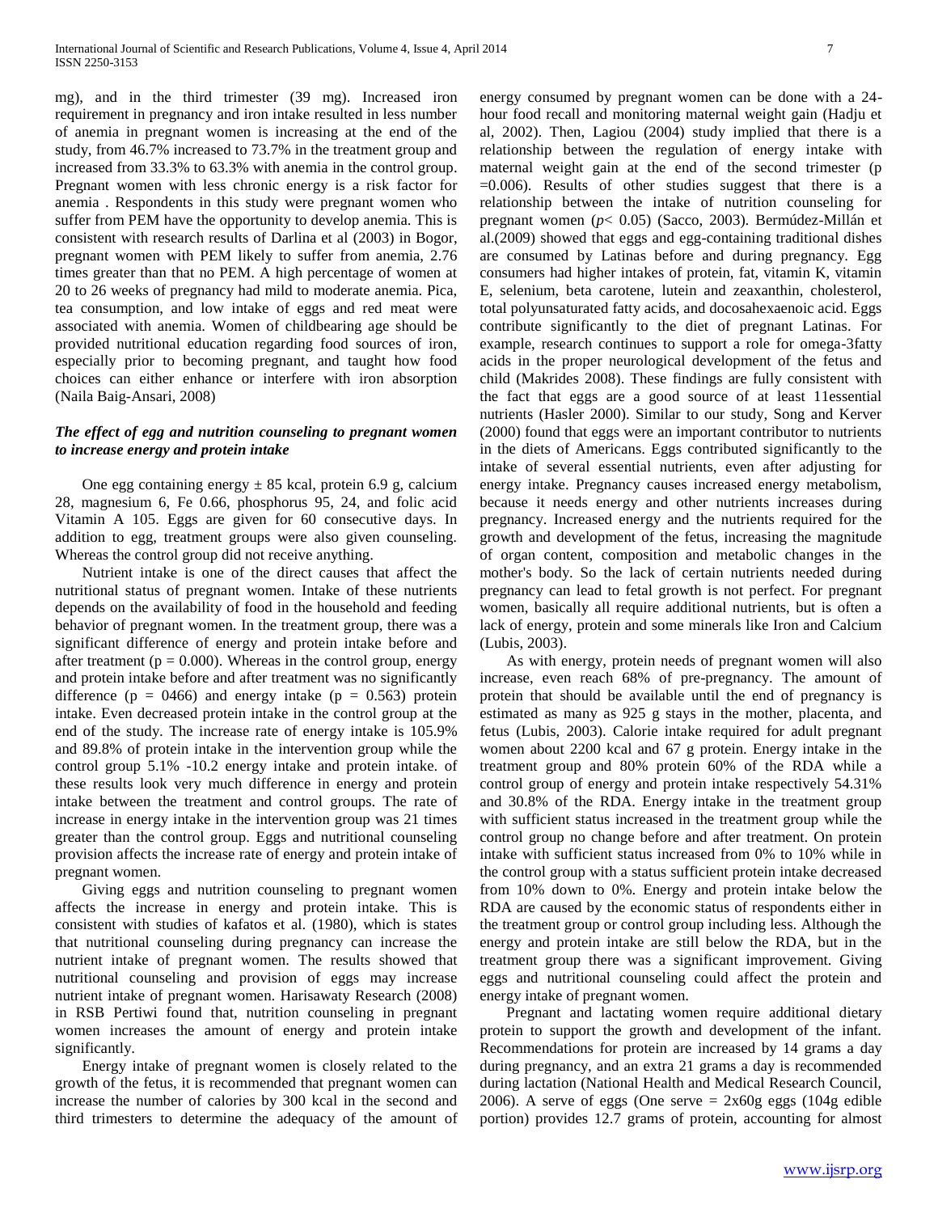mg), and in the third trimester (39 mg). Increased iron requirement in pregnancy and iron intake resulted in less number of anemia in pregnant women is increasing at the end of the study, from 46.7% increased to 73.7% in the treatment group and increased from 33.3% to 63.3% with anemia in the control group. Pregnant women with less chronic energy is a risk factor for anemia . Respondents in this study were pregnant women who suffer from PEM have the opportunity to develop anemia. This is consistent with research results of Darlina et al (2003) in Bogor, pregnant women with PEM likely to suffer from anemia, 2.76 times greater than that no PEM. A high percentage of women at 20 to 26 weeks of pregnancy had mild to moderate anemia. Pica, tea consumption, and low intake of eggs and red meat were associated with anemia. Women of childbearing age should be provided nutritional education regarding food sources of iron, especially prior to becoming pregnant, and taught how food choices can either enhance or interfere with iron absorption (Naila Baig-Ansari, 2008)

### *The effect of egg and nutrition counseling to pregnant women to increase energy and protein intake*

One egg containing energy ± 85 kcal, protein 6.9 g, calcium 28, magnesium 6, Fe 0.66, phosphorus 95, 24, and folic acid Vitamin A 105. Eggs are given for 60 consecutive days. In addition to egg, treatment groups were also given counseling. Whereas the control group did not receive anything.

Nutrient intake is one of the direct causes that affect the nutritional status of pregnant women. Intake of these nutrients depends on the availability of food in the household and feeding behavior of pregnant women. In the treatment group, there was a significant difference of energy and protein intake before and after treatment ($p = 0.000$). Whereas in the control group, energy and protein intake before and after treatment was no significantly difference ($p = 0466$) and energy intake ($p = 0.563$) protein intake. Even decreased protein intake in the control group at the end of the study. The increase rate of energy intake is 105.9% and 89.8% of protein intake in the intervention group while the control group 5.1% -10.2 energy intake and protein intake. of these results look very much difference in energy and protein intake between the treatment and control groups. The rate of increase in energy intake in the intervention group was 21 times greater than the control group. Eggs and nutritional counseling provision affects the increase rate of energy and protein intake of pregnant women.

Giving eggs and nutrition counseling to pregnant women affects the increase in energy and protein intake. This is consistent with studies of kafatos et al. (1980), which is states that nutritional counseling during pregnancy can increase the nutrient intake of pregnant women. The results showed that nutritional counseling and provision of eggs may increase nutrient intake of pregnant women. Harisawaty Research (2008) in RSB Pertiwi found that, nutrition counseling in pregnant women increases the amount of energy and protein intake significantly.

Energy intake of pregnant women is closely related to the growth of the fetus, it is recommended that pregnant women can increase the number of calories by 300 kcal in the second and third trimesters to determine the adequacy of the amount of energy consumed by pregnant women can be done with a 24-hour food recall and monitoring maternal weight gain (Hadju et al, 2002). Then, Lagiou (2004) study implied that there is a relationship between the regulation of energy intake with maternal weight gain at the end of the second trimester ($p = 0.006$). Results of other studies suggest that there is a relationship between the intake of nutrition counseling for pregnant women ($p < 0.05$) (Sacco, 2003). Bermúdez-Millán et al.(2009) showed that eggs and egg-containing traditional dishes are consumed by Latinas before and during pregnancy. Egg consumers had higher intakes of protein, fat, vitamin K, vitamin E, selenium, beta carotene, lutein and zeaxanthin, cholesterol, total polyunsaturated fatty acids, and docosahexaenoic acid. Eggs contribute significantly to the diet of pregnant Latinas. For example, research continues to support a role for omega-3fatty acids in the proper neurological development of the fetus and child (Makrides 2008). These findings are fully consistent with the fact that eggs are a good source of at least 11essential nutrients (Hasler 2000). Similar to our study, Song and Kerver (2000) found that eggs were an important contributor to nutrients in the diets of Americans. Eggs contributed significantly to the intake of several essential nutrients, even after adjusting for energy intake. Pregnancy causes increased energy metabolism, because it needs energy and other nutrients increases during pregnancy. Increased energy and the nutrients required for the growth and development of the fetus, increasing the magnitude of organ content, composition and metabolic changes in the mother's body. So the lack of certain nutrients needed during pregnancy can lead to fetal growth is not perfect. For pregnant women, basically all require additional nutrients, but is often a lack of energy, protein and some minerals like Iron and Calcium (Lubis, 2003).

As with energy, protein needs of pregnant women will also increase, even reach 68% of pre-pregnancy. The amount of protein that should be available until the end of pregnancy is estimated as many as 925 g stays in the mother, placenta, and fetus (Lubis, 2003). Calorie intake required for adult pregnant women about 2200 kcal and 67 g protein. Energy intake in the treatment group and 80% protein 60% of the RDA while a control group of energy and protein intake respectively 54.31% and 30.8% of the RDA. Energy intake in the treatment group with sufficient status increased in the treatment group while the control group no change before and after treatment. On protein intake with sufficient status increased from 0% to 10% while in the control group with a status sufficient protein intake decreased from 10% down to 0%. Energy and protein intake below the RDA are caused by the economic status of respondents either in the treatment group or control group including less. Although the energy and protein intake are still below the RDA, but in the treatment group there was a significant improvement. Giving eggs and nutritional counseling could affect the protein and energy intake of pregnant women.

Pregnant and lactating women require additional dietary protein to support the growth and development of the infant. Recommendations for protein are increased by 14 grams a day during pregnancy, and an extra 21 grams a day is recommended during lactation (National Health and Medical Research Council, 2006). A serve of eggs (One serve = 2x60g eggs (104g edible portion) provides 12.7 grams of protein, accounting for almost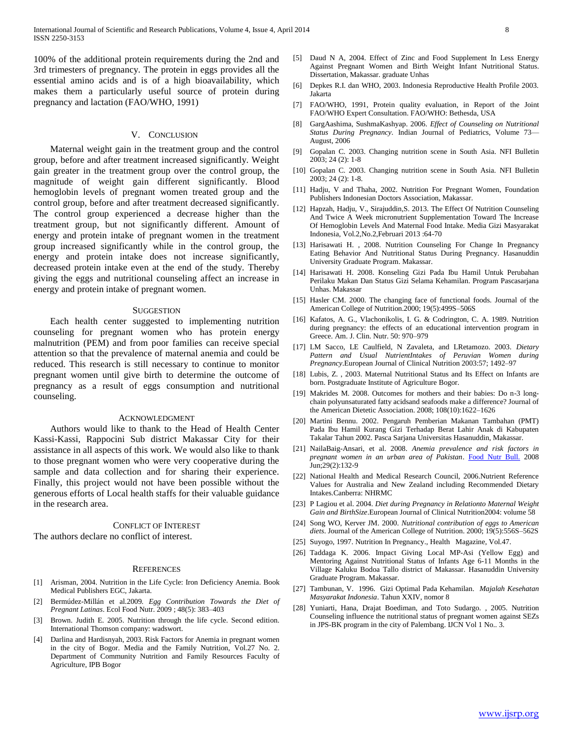100% of the additional protein requirements during the 2nd and 3rd trimesters of pregnancy. The protein in eggs provides all the essential amino acids and is of a high bioavailability, which makes them a particularly useful source of protein during pregnancy and lactation (FAO/WHO, 1991)

## V. Conclusion

Maternal weight gain in the treatment group and the control group, before and after treatment increased significantly. Weight gain greater in the treatment group over the control group, the magnitude of weight gain different significantly. Blood hemoglobin levels of pregnant women treated group and the control group, before and after treatment decreased significantly. The control group experienced a decrease higher than the treatment group, but not significantly different. Amount of energy and protein intake of pregnant women in the treatment group increased significantly while in the control group, the energy and protein intake does not increase significantly, decreased protein intake even at the end of the study. Thereby giving the eggs and nutritional counseling affect an increase in energy and protein intake of pregnant women.

## Suggestion

Each health center suggested to implementing nutrition counseling for pregnant women who has protein energy malnutrition (PEM) and from poor families can receive special attention so that the prevalence of maternal anemia and could be reduced. This research is still necessary to continue to monitor pregnant women until give birth to determine the outcome of pregnancy as a result of eggs consumption and nutritional counseling.

## Acknowledgment

Authors would like to thank to the Head of Health Center Kassi-Kassi, Rappocini Sub district Makassar City for their assistance in all aspects of this work. We would also like to thank to those pregnant women who were very cooperative during the sample and data collection and for sharing their experience. Finally, this project would not have been possible without the generous efforts of Local health staffs for their valuable guidance in the research area.

## Conflict of Interest

The authors declare no conflict of interest.

## References

[1] Arisman, 2004. Nutrition in the Life Cycle: Iron Deficiency Anemia. Book Medical Publishers EGC, Jakarta.

[2] Bermúdez-Millán et al.2009. *Egg Contribution Towards the Diet of Pregnant Latinas*. Ecol Food Nutr. 2009 ; 48(5): 383–403

[3] Brown. Judith E. 2005. Nutrition through the life cycle. Second edition. International Thomson company: wadswort.

[4] Darlina and Hardisnyah, 2003. Risk Factors for Anemia in pregnant women in the city of Bogor. Media and the Family Nutrition, Vol.27 No. 2. Department of Community Nutrition and Family Resources Faculty of Agriculture, IPB Bogor

[5] Daud N A, 2004. Effect of Zinc and Food Supplement In Less Energy Against Pregnant Women and Birth Weight Infant Nutritional Status. Dissertation, Makassar. graduate Unhas

[6] Depkes R.I. dan WHO, 2003. Indonesia Reproductive Health Profile 2003. Jakarta

[7] FAO/WHO, 1991, Protein quality evaluation, in Report of the Joint FAO/WHO Expert Consultation. FAO/WHO: Bethesda, USA

[8] GargAashima, SushmaKashyap. 2006. *Effect of Counseling on Nutritional Status During Pregnancy*. Indian Journal of Pediatrics, Volume 73—August, 2006

[9] Gopalan C. 2003. Changing nutrition scene in South Asia. NFI Bulletin 2003; 24 (2): 1-8

[10] Gopalan C. 2003. Changing nutrition scene in South Asia. NFI Bulletin 2003; 24 (2): 1-8.

[11] Hadju, V and Thaha, 2002. Nutrition For Pregnant Women, Foundation Publishers Indonesian Doctors Association, Makassar.

[12] Hapzah, Hadju, V., Sirajuddin,S. 2013. The Effect Of Nutrition Counseling And Twice A Week micronutrient Supplementation Toward The Increase Of Hemoglobin Levels And Maternal Food Intake. Media Gizi Masyarakat Indonesia, Vol.2,No.2,Februari 2013 :64-70

[13] Harisawati H. , 2008. Nutrition Counseling For Change In Pregnancy Eating Behavior And Nutritional Status During Pregnancy. Hasanuddin University Graduate Program. Makassar.

[14] Harisawati H. 2008. Konseling Gizi Pada Ibu Hamil Untuk Perubahan Perilaku Makan Dan Status Gizi Selama Kehamilan. Program Pascasarjana Unhas. Makassar

[15] Hasler CM. 2000. The changing face of functional foods. Journal of the American College of Nutrition.2000; 19(5):499S–506S

[16] Kafatos, A. G., Vlachonikolis, I. G. & Codrington, C. A. 1989. Nutrition during pregnancy: the effects of an educational intervention program in Greece. Am. J. Clin. Nutr. 50: 970–979

[17] LM Sacco, LE Caulfield, N Zavaleta, and LRetamozo. 2003. *Dietary Pattern and Usual NutrientIntakes of Peruvian Women during Pregnancy*.European Journal of Clinical Nutrition 2003:57; 1492–97

[18] Lubis, Z. , 2003. Maternal Nutritional Status and Its Effect on Infants are born. Postgraduate Institute of Agriculture Bogor.

[19] Makrides M. 2008. Outcomes for mothers and their babies: Do n-3 long-chain polyunsaturated fatty acidsand seafoods make a difference? Journal of the American Dietetic Association. 2008; 108(10):1622–1626

[20] Martini Bennu. 2002. Pengaruh Pemberian Makanan Tambahan (PMT) Pada Ibu Hamil Kurang Gizi Terhadap Berat Lahir Anak di Kabupaten Takalar Tahun 2002. Pasca Sarjana Universitas Hasanuddin, Makassar.

[21] NailaBaig-Ansari, et al. 2008. *Anemia prevalence and risk factors in pregnant women in an urban area of Pakistan*. Food Nutr Bull. 2008 Jun;29(2):132-9

[22] National Health and Medical Research Council, 2006.Nutrient Reference Values for Australia and New Zealand including Recommended Dietary Intakes.Canberra: NHRMC

[23] P Lagiou et al. 2004. *Diet during Pregnancy in Relationto Maternal Weight Gain and BirthSize*.European Journal of Clinical Nutrition2004: volume 58

[24] Song WO, Kerver JM. 2000. *Nutritional contribution of eggs to American diets*. Journal of the American College of Nutrition. 2000; 19(5):556S–562S

[25] Suyogo, 1997. Nutrition In Pregnancy., Health Magazine, Vol.47.

[26] Taddaga K. 2006. Impact Giving Local MP-Asi (Yellow Egg) and Mentoring Against Nutritional Status of Infants Age 6-11 Months in the Village Kaluku Bodoa Tallo district of Makassar. Hasanuddin University Graduate Program. Makassar.

[27] Tambunan, V. 1996. Gizi Optimal Pada Kehamilan. *Majalah Kesehatan Masyarakat Indonesia*. Tahun XXIV, nomor 8

[28] Yuniarti, Hana, Drajat Boediman, and Toto Sudargo. , 2005. Nutrition Counseling influence the nutritional status of pregnant women against SEZs in JPS-BK program in the city of Palembang. IJCN Vol 1 No.. 3.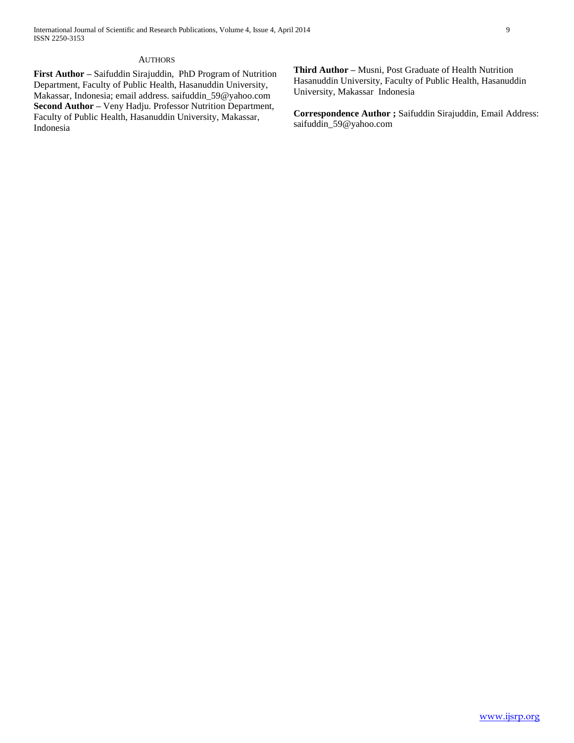## AUTHORS

**First Author** – Saifuddin Sirajuddin, PhD Program of Nutrition Department, Faculty of Public Health, Hasanuddin University, Makassar, Indonesia; email address. saifuddin_59@yahoo.com

**Second Author** – Veny Hadju. Professor Nutrition Department, Faculty of Public Health, Hasanuddin University, Makassar, Indonesia

**Third Author** – Musni, Post Graduate of Health Nutrition Hasanuddin University, Faculty of Public Health, Hasanuddin University, Makassar Indonesia

**Correspondence Author ;** Saifuddin Sirajuddin, Email Address: saifuddin_59@yahoo.com